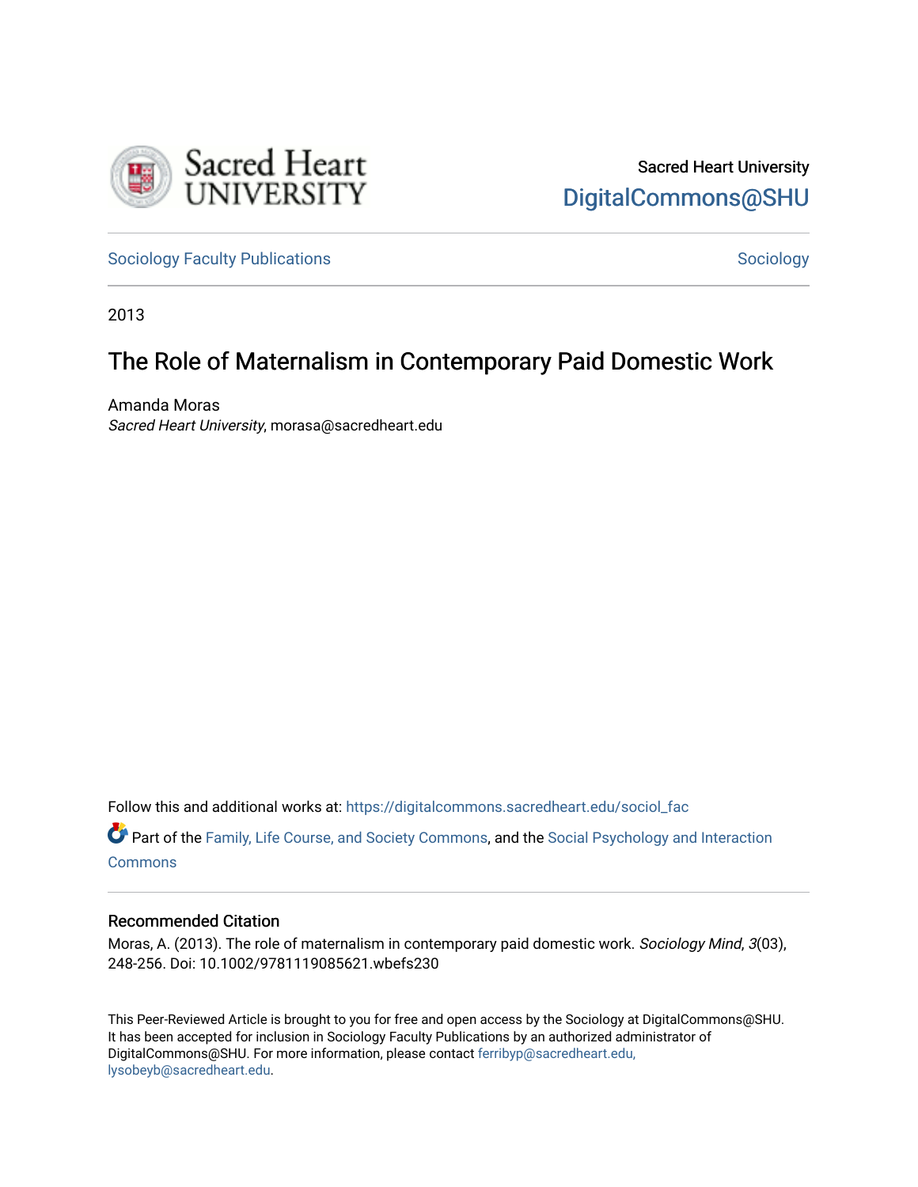Sacred Heart University

DigitalCommons@SHU

Sociology Faculty Publications | Sociology

2013

# The Role of Maternalism in Contemporary Paid Domestic Work

Amanda Moras
*Sacred Heart University*, morasa@sacredheart.edu

Follow this and additional works at: https://digitalcommons.sacredheart.edu/sociol_fac

Part of the Family, Life Course, and Society Commons, and the Social Psychology and Interaction Commons

## Recommended Citation

Moras, A. (2013). The role of maternalism in contemporary paid domestic work. *Sociology Mind*, *3*(03), 248-256. Doi: 10.1002/9781119085621.wbefs230

This Peer-Reviewed Article is brought to you for free and open access by the Sociology at DigitalCommons@SHU. It has been accepted for inclusion in Sociology Faculty Publications by an authorized administrator of DigitalCommons@SHU. For more information, please contact ferribyp@sacredheart.edu, lysobeyb@sacredheart.edu.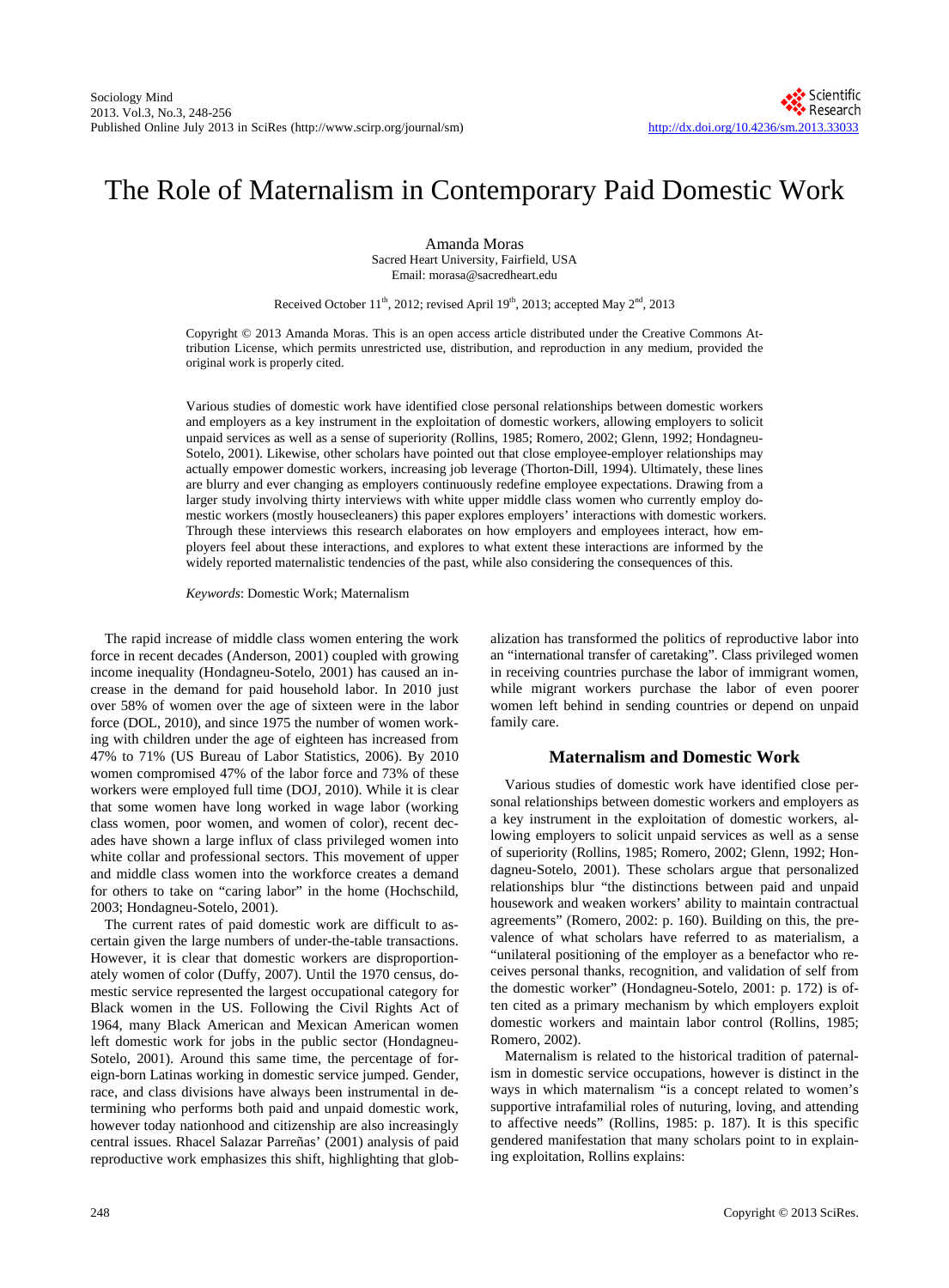# The Role of Maternalism in Contemporary Paid Domestic Work

Amanda Moras

Sacred Heart University, Fairfield, USA

Email: morasa@sacredheart.edu

Received October 11th, 2012; revised April 19th, 2013; accepted May 2nd, 2013

Copyright © 2013 Amanda Moras. This is an open access article distributed under the Creative Commons Attribution License, which permits unrestricted use, distribution, and reproduction in any medium, provided the original work is properly cited.

Various studies of domestic work have identified close personal relationships between domestic workers and employers as a key instrument in the exploitation of domestic workers, allowing employers to solicit unpaid services as well as a sense of superiority (Rollins, 1985; Romero, 2002; Glenn, 1992; Hondagneu-Sotelo, 2001). Likewise, other scholars have pointed out that close employee-employer relationships may actually empower domestic workers, increasing job leverage (Thorton-Dill, 1994). Ultimately, these lines are blurry and ever changing as employers continuously redefine employee expectations. Drawing from a larger study involving thirty interviews with white upper middle class women who currently employ domestic workers (mostly housecleaners) this paper explores employers' interactions with domestic workers. Through these interviews this research elaborates on how employers and employees interact, how employers feel about these interactions, and explores to what extent these interactions are informed by the widely reported maternalistic tendencies of the past, while also considering the consequences of this.

*Keywords*: Domestic Work; Maternalism

The rapid increase of middle class women entering the work force in recent decades (Anderson, 2001) coupled with growing income inequality (Hondagneu-Sotelo, 2001) has caused an increase in the demand for paid household labor. In 2010 just over 58% of women over the age of sixteen were in the labor force (DOL, 2010), and since 1975 the number of women working with children under the age of eighteen has increased from 47% to 71% (US Bureau of Labor Statistics, 2006). By 2010 women compromised 47% of the labor force and 73% of these workers were employed full time (DOJ, 2010). While it is clear that some women have long worked in wage labor (working class women, poor women, and women of color), recent decades have shown a large influx of class privileged women into white collar and professional sectors. This movement of upper and middle class women into the workforce creates a demand for others to take on "caring labor" in the home (Hochschild, 2003; Hondagneu-Sotelo, 2001).

The current rates of paid domestic work are difficult to ascertain given the large numbers of under-the-table transactions. However, it is clear that domestic workers are disproportionately women of color (Duffy, 2007). Until the 1970 census, domestic service represented the largest occupational category for Black women in the US. Following the Civil Rights Act of 1964, many Black American and Mexican American women left domestic work for jobs in the public sector (Hondagneu-Sotelo, 2001). Around this same time, the percentage of foreign-born Latinas working in domestic service jumped. Gender, race, and class divisions have always been instrumental in determining who performs both paid and unpaid domestic work, however today nationhood and citizenship are also increasingly central issues. Rhacel Salazar Parreñas' (2001) analysis of paid reproductive work emphasizes this shift, highlighting that globalization has transformed the politics of reproductive labor into an "international transfer of caretaking". Class privileged women in receiving countries purchase the labor of immigrant women, while migrant workers purchase the labor of even poorer women left behind in sending countries or depend on unpaid family care.

## Maternalism and Domestic Work

Various studies of domestic work have identified close personal relationships between domestic workers and employers as a key instrument in the exploitation of domestic workers, allowing employers to solicit unpaid services as well as a sense of superiority (Rollins, 1985; Romero, 2002; Glenn, 1992; Hondagneu-Sotelo, 2001). These scholars argue that personalized relationships blur "the distinctions between paid and unpaid housework and weaken workers' ability to maintain contractual agreements" (Romero, 2002: p. 160). Building on this, the prevalence of what scholars have referred to as materialism, a "unilateral positioning of the employer as a benefactor who receives personal thanks, recognition, and validation of self from the domestic worker" (Hondagneu-Sotelo, 2001: p. 172) is often cited as a primary mechanism by which employers exploit domestic workers and maintain labor control (Rollins, 1985; Romero, 2002).

Maternalism is related to the historical tradition of paternalism in domestic service occupations, however is distinct in the ways in which maternalism "is a concept related to women's supportive intrafamilial roles of nuturing, loving, and attending to affective needs" (Rollins, 1985: p. 187). It is this specific gendered manifestation that many scholars point to in explaining exploitation, Rollins explains: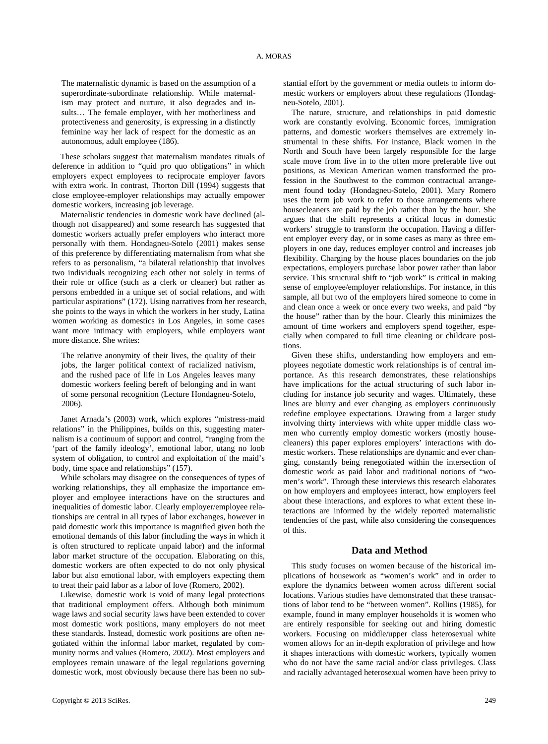> The maternalistic dynamic is based on the assumption of a superordinate-subordinate relationship. While maternalism may protect and nurture, it also degrades and insults… The female employer, with her motherliness and protectiveness and generosity, is expressing in a distinctly feminine way her lack of respect for the domestic as an autonomous, adult employee (186).

These scholars suggest that maternalism mandates rituals of deference in addition to "quid pro quo obligations" in which employers expect employees to reciprocate employer favors with extra work. In contrast, Thorton Dill (1994) suggests that close employee-employer relationships may actually empower domestic workers, increasing job leverage.

Maternalistic tendencies in domestic work have declined (although not disappeared) and some research has suggested that domestic workers actually prefer employers who interact more personally with them. Hondagneu-Sotelo (2001) makes sense of this preference by differentiating maternalism from what she refers to as personalism, "a bilateral relationship that involves two individuals recognizing each other not solely in terms of their role or office (such as a clerk or cleaner) but rather as persons embedded in a unique set of social relations, and with particular aspirations" (172). Using narratives from her research, she points to the ways in which the workers in her study, Latina women working as domestics in Los Angeles, in some cases want more intimacy with employers, while employers want more distance. She writes:

> The relative anonymity of their lives, the quality of their jobs, the larger political context of racialized nativism, and the rushed pace of life in Los Angeles leaves many domestic workers feeling bereft of belonging and in want of some personal recognition (Lecture Hondagneu-Sotelo, 2006).

Janet Arnada's (2003) work, which explores "mistress-maid relations" in the Philippines, builds on this, suggesting maternalism is a continuum of support and control, "ranging from the 'part of the family ideology', emotional labor, utang no loob system of obligation, to control and exploitation of the maid's body, time space and relationships" (157).

While scholars may disagree on the consequences of types of working relationships, they all emphasize the importance employer and employee interactions have on the structures and inequalities of domestic labor. Clearly employer/employee relationships are central in all types of labor exchanges, however in paid domestic work this importance is magnified given both the emotional demands of this labor (including the ways in which it is often structured to replicate unpaid labor) and the informal labor market structure of the occupation. Elaborating on this, domestic workers are often expected to do not only physical labor but also emotional labor, with employers expecting them to treat their paid labor as a labor of love (Romero, 2002).

Likewise, domestic work is void of many legal protections that traditional employment offers. Although both minimum wage laws and social security laws have been extended to cover most domestic work positions, many employers do not meet these standards. Instead, domestic work positions are often negotiated within the informal labor market, regulated by community norms and values (Romero, 2002). Most employers and employees remain unaware of the legal regulations governing domestic work, most obviously because there has been no substantial effort by the government or media outlets to inform domestic workers or employers about these regulations (Hondagneu-Sotelo, 2001).

The nature, structure, and relationships in paid domestic work are constantly evolving. Economic forces, immigration patterns, and domestic workers themselves are extremely instrumental in these shifts. For instance, Black women in the North and South have been largely responsible for the large scale move from live in to the often more preferable live out positions, as Mexican American women transformed the profession in the Southwest to the common contractual arrangement found today (Hondagneu-Sotelo, 2001). Mary Romero uses the term job work to refer to those arrangements where housecleaners are paid by the job rather than by the hour. She argues that the shift represents a critical locus in domestic workers' struggle to transform the occupation. Having a different employer every day, or in some cases as many as three employers in one day, reduces employer control and increases job flexibility. Charging by the house places boundaries on the job expectations, employers purchase labor power rather than labor service. This structural shift to "job work" is critical in making sense of employee/employer relationships. For instance, in this sample, all but two of the employers hired someone to come in and clean once a week or once every two weeks, and paid "by the house" rather than by the hour. Clearly this minimizes the amount of time workers and employers spend together, especially when compared to full time cleaning or childcare positions.

Given these shifts, understanding how employers and employees negotiate domestic work relationships is of central importance. As this research demonstrates, these relationships have implications for the actual structuring of such labor including for instance job security and wages. Ultimately, these lines are blurry and ever changing as employers continuously redefine employee expectations. Drawing from a larger study involving thirty interviews with white upper middle class women who currently employ domestic workers (mostly housecleaners) this paper explores employers' interactions with domestic workers. These relationships are dynamic and ever changing, constantly being renegotiated within the intersection of domestic work as paid labor and traditional notions of "women's work". Through these interviews this research elaborates on how employers and employees interact, how employers feel about these interactions, and explores to what extent these interactions are informed by the widely reported maternalistic tendencies of the past, while also considering the consequences of this.

## Data and Method

This study focuses on women because of the historical implications of housework as "women's work" and in order to explore the dynamics between women across different social locations. Various studies have demonstrated that these transactions of labor tend to be "between women". Rollins (1985), for example, found in many employer households it is women who are entirely responsible for seeking out and hiring domestic workers. Focusing on middle/upper class heterosexual white women allows for an in-depth exploration of privilege and how it shapes interactions with domestic workers, typically women who do not have the same racial and/or class privileges. Class and racially advantaged heterosexual women have been privy to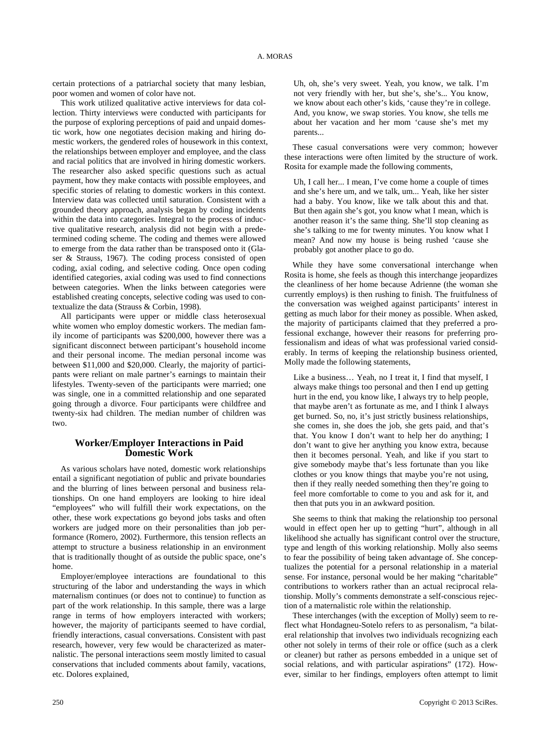certain protections of a patriarchal society that many lesbian, poor women and women of color have not.

This work utilized qualitative active interviews for data collection. Thirty interviews were conducted with participants for the purpose of exploring perceptions of paid and unpaid domestic work, how one negotiates decision making and hiring domestic workers, the gendered roles of housework in this context, the relationships between employer and employee, and the class and racial politics that are involved in hiring domestic workers. The researcher also asked specific questions such as actual payment, how they make contacts with possible employees, and specific stories of relating to domestic workers in this context. Interview data was collected until saturation. Consistent with a grounded theory approach, analysis began by coding incidents within the data into categories. Integral to the process of inductive qualitative research, analysis did not begin with a predetermined coding scheme. The coding and themes were allowed to emerge from the data rather than be transposed onto it (Glaser & Strauss, 1967). The coding process consisted of open coding, axial coding, and selective coding. Once open coding identified categories, axial coding was used to find connections between categories. When the links between categories were established creating concepts, selective coding was used to contextualize the data (Strauss & Corbin, 1998).

All participants were upper or middle class heterosexual white women who employ domestic workers. The median family income of participants was $200,000, however there was a significant disconnect between participant's household income and their personal income. The median personal income was between $11,000 and $20,000. Clearly, the majority of participants were reliant on male partner's earnings to maintain their lifestyles. Twenty-seven of the participants were married; one was single, one in a committed relationship and one separated going through a divorce. Four participants were childfree and twenty-six had children. The median number of children was two.

## Worker/Employer Interactions in Paid Domestic Work

As various scholars have noted, domestic work relationships entail a significant negotiation of public and private boundaries and the blurring of lines between personal and business relationships. On one hand employers are looking to hire ideal "employees" who will fulfill their work expectations, on the other, these work expectations go beyond jobs tasks and often workers are judged more on their personalities than job performance (Romero, 2002). Furthermore, this tension reflects an attempt to structure a business relationship in an environment that is traditionally thought of as outside the public space, one's home.

Employer/employee interactions are foundational to this structuring of the labor and understanding the ways in which maternalism continues (or does not to continue) to function as part of the work relationship. In this sample, there was a large range in terms of how employers interacted with workers; however, the majority of participants seemed to have cordial, friendly interactions, casual conversations. Consistent with past research, however, very few would be characterized as maternalistic. The personal interactions seem mostly limited to casual conservations that included comments about family, vacations, etc. Dolores explained,

> Uh, oh, she's very sweet. Yeah, you know, we talk. I'm not very friendly with her, but she's, she's... You know, we know about each other's kids, 'cause they're in college. And, you know, we swap stories. You know, she tells me about her vacation and her mom 'cause she's met my parents...

These casual conversations were very common; however these interactions were often limited by the structure of work. Rosita for example made the following comments,

> Uh, I call her... I mean, I've come home a couple of times and she's here um, and we talk, um... Yeah, like her sister had a baby. You know, like we talk about this and that. But then again she's got, you know what I mean, which is another reason it's the same thing. She'll stop cleaning as she's talking to me for twenty minutes. You know what I mean? And now my house is being rushed 'cause she probably got another place to go do.

While they have some conversational interchange when Rosita is home, she feels as though this interchange jeopardizes the cleanliness of her home because Adrienne (the woman she currently employs) is then rushing to finish. The fruitfulness of the conversation was weighed against participants' interest in getting as much labor for their money as possible. When asked, the majority of participants claimed that they preferred a professional exchange, however their reasons for preferring professionalism and ideas of what was professional varied considerably. In terms of keeping the relationship business oriented, Molly made the following statements,

> Like a business… Yeah, no I treat it, I find that myself, I always make things too personal and then I end up getting hurt in the end, you know like, I always try to help people, that maybe aren't as fortunate as me, and I think I always get burned. So, no, it's just strictly business relationships, she comes in, she does the job, she gets paid, and that's that. You know I don't want to help her do anything; I don't want to give her anything you know extra, because then it becomes personal. Yeah, and like if you start to give somebody maybe that's less fortunate than you like clothes or you know things that maybe you're not using, then if they really needed something then they're going to feel more comfortable to come to you and ask for it, and then that puts you in an awkward position.

She seems to think that making the relationship too personal would in effect open her up to getting "hurt", although in all likelihood she actually has significant control over the structure, type and length of this working relationship. Molly also seems to fear the possibility of being taken advantage of. She conceptualizes the potential for a personal relationship in a material sense. For instance, personal would be her making "charitable" contributions to workers rather than an actual reciprocal relationship. Molly's comments demonstrate a self-conscious rejection of a maternalistic role within the relationship.

These interchanges (with the exception of Molly) seem to reflect what Hondagneu-Sotelo refers to as personalism, "a bilateral relationship that involves two individuals recognizing each other not solely in terms of their role or office (such as a clerk or cleaner) but rather as persons embedded in a unique set of social relations, and with particular aspirations" (172). However, similar to her findings, employers often attempt to limit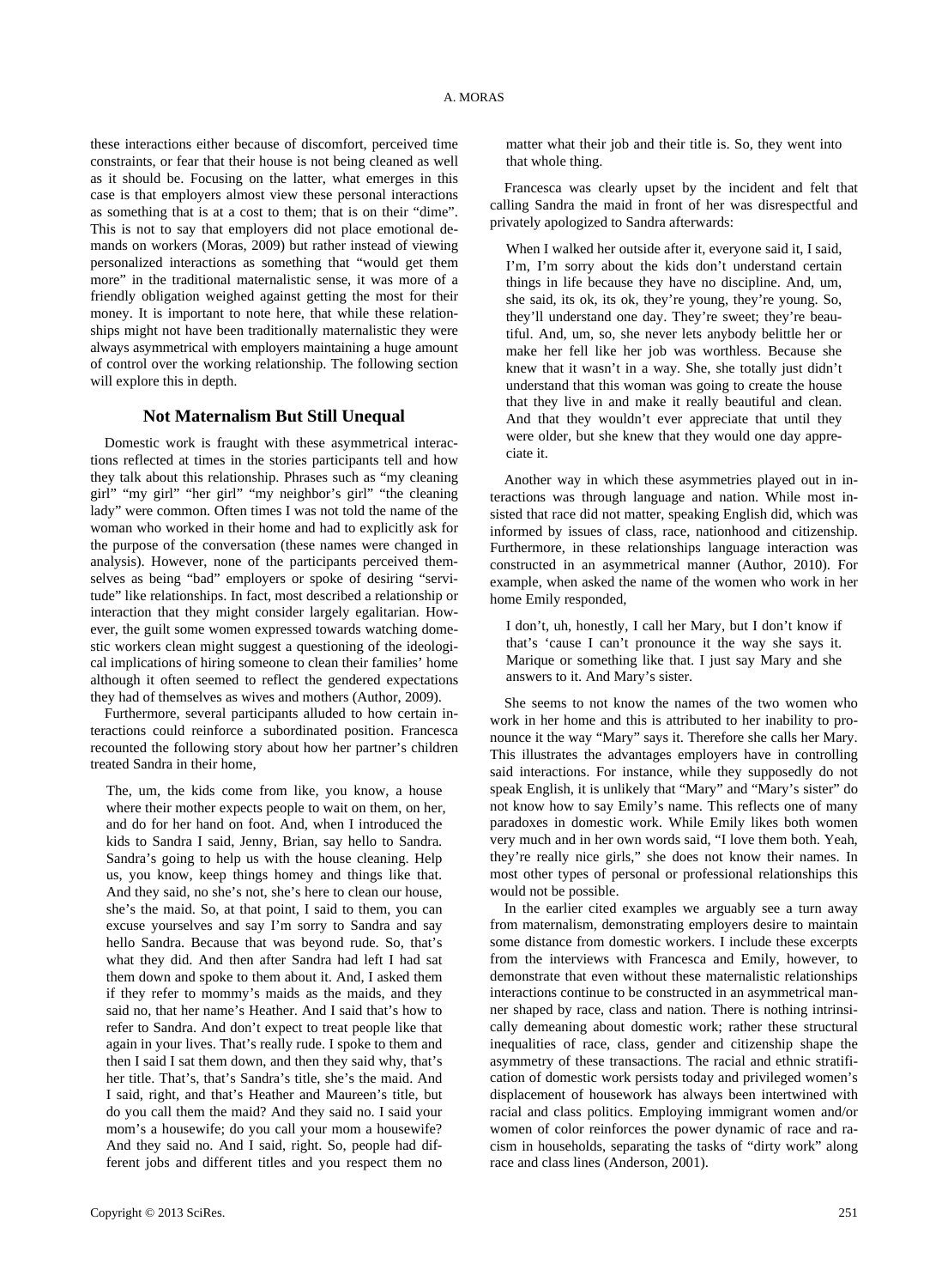these interactions either because of discomfort, perceived time constraints, or fear that their house is not being cleaned as well as it should be. Focusing on the latter, what emerges in this case is that employers almost view these personal interactions as something that is at a cost to them; that is on their "dime". This is not to say that employers did not place emotional demands on workers (Moras, 2009) but rather instead of viewing personalized interactions as something that "would get them more" in the traditional maternalistic sense, it was more of a friendly obligation weighed against getting the most for their money. It is important to note here, that while these relationships might not have been traditionally maternalistic they were always asymmetrical with employers maintaining a huge amount of control over the working relationship. The following section will explore this in depth.

## Not Maternalism But Still Unequal

Domestic work is fraught with these asymmetrical interactions reflected at times in the stories participants tell and how they talk about this relationship. Phrases such as "my cleaning girl" "my girl" "her girl" "my neighbor's girl" "the cleaning lady" were common. Often times I was not told the name of the woman who worked in their home and had to explicitly ask for the purpose of the conversation (these names were changed in analysis). However, none of the participants perceived themselves as being "bad" employers or spoke of desiring "servitude" like relationships. In fact, most described a relationship or interaction that they might consider largely egalitarian. However, the guilt some women expressed towards watching domestic workers clean might suggest a questioning of the ideological implications of hiring someone to clean their families' home although it often seemed to reflect the gendered expectations they had of themselves as wives and mothers (Author, 2009).

Furthermore, several participants alluded to how certain interactions could reinforce a subordinated position. Francesca recounted the following story about how her partner's children treated Sandra in their home,

> The, um, the kids come from like, you know, a house where their mother expects people to wait on them, on her, and do for her hand on foot. And, when I introduced the kids to Sandra I said, Jenny, Brian, say hello to Sandra. Sandra's going to help us with the house cleaning. Help us, you know, keep things homey and things like that. And they said, no she's not, she's here to clean our house, she's the maid. So, at that point, I said to them, you can excuse yourselves and say I'm sorry to Sandra and say hello Sandra. Because that was beyond rude. So, that's what they did. And then after Sandra had left I had sat them down and spoke to them about it. And, I asked them if they refer to mommy's maids as the maids, and they said no, that her name's Heather. And I said that's how to refer to Sandra. And don't expect to treat people like that again in your lives. That's really rude. I spoke to them and then I said I sat them down, and then they said why, that's her title. That's, that's Sandra's title, she's the maid. And I said, right, and that's Heather and Maureen's title, but do you call them the maid? And they said no. I said your mom's a housewife; do you call your mom a housewife? And they said no. And I said, right. So, people had different jobs and different titles and you respect them no matter what their job and their title is. So, they went into that whole thing.

Francesca was clearly upset by the incident and felt that calling Sandra the maid in front of her was disrespectful and privately apologized to Sandra afterwards:

> When I walked her outside after it, everyone said it, I said, I'm, I'm sorry about the kids don't understand certain things in life because they have no discipline. And, um, she said, its ok, its ok, they're young, they're young. So, they'll understand one day. They're sweet; they're beautiful. And, um, so, she never lets anybody belittle her or make her fell like her job was worthless. Because she knew that it wasn't in a way. She, she totally just didn't understand that this woman was going to create the house that they live in and make it really beautiful and clean. And that they wouldn't ever appreciate that until they were older, but she knew that they would one day appreciate it.

Another way in which these asymmetries played out in interactions was through language and nation. While most insisted that race did not matter, speaking English did, which was informed by issues of class, race, nationhood and citizenship. Furthermore, in these relationships language interaction was constructed in an asymmetrical manner (Author, 2010). For example, when asked the name of the women who work in her home Emily responded,

> I don't, uh, honestly, I call her Mary, but I don't know if that's 'cause I can't pronounce it the way she says it. Marique or something like that. I just say Mary and she answers to it. And Mary's sister.

She seems to not know the names of the two women who work in her home and this is attributed to her inability to pronounce it the way "Mary" says it. Therefore she calls her Mary. This illustrates the advantages employers have in controlling said interactions. For instance, while they supposedly do not speak English, it is unlikely that "Mary" and "Mary's sister" do not know how to say Emily's name. This reflects one of many paradoxes in domestic work. While Emily likes both women very much and in her own words said, "I love them both. Yeah, they're really nice girls," she does not know their names. In most other types of personal or professional relationships this would not be possible.

In the earlier cited examples we arguably see a turn away from maternalism, demonstrating employers desire to maintain some distance from domestic workers. I include these excerpts from the interviews with Francesca and Emily, however, to demonstrate that even without these maternalistic relationships interactions continue to be constructed in an asymmetrical manner shaped by race, class and nation. There is nothing intrinsically demeaning about domestic work; rather these structural inequalities of race, class, gender and citizenship shape the asymmetry of these transactions. The racial and ethnic stratification of domestic work persists today and privileged women's displacement of housework has always been intertwined with racial and class politics. Employing immigrant women and/or women of color reinforces the power dynamic of race and racism in households, separating the tasks of "dirty work" along race and class lines (Anderson, 2001).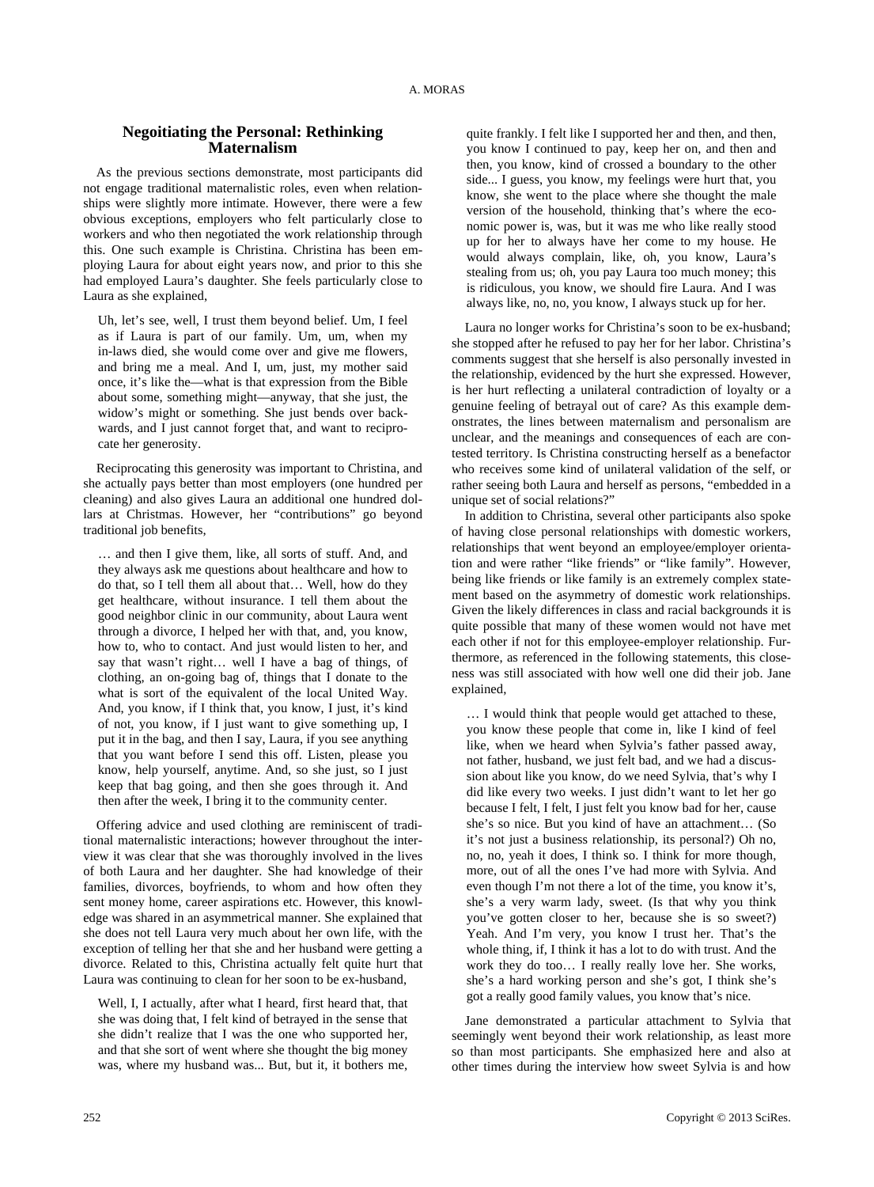## Negoitiating the Personal: Rethinking Maternalism

As the previous sections demonstrate, most participants did not engage traditional maternalistic roles, even when relationships were slightly more intimate. However, there were a few obvious exceptions, employers who felt particularly close to workers and who then negotiated the work relationship through this. One such example is Christina. Christina has been employing Laura for about eight years now, and prior to this she had employed Laura's daughter. She feels particularly close to Laura as she explained,

> Uh, let's see, well, I trust them beyond belief. Um, I feel as if Laura is part of our family. Um, um, when my in-laws died, she would come over and give me flowers, and bring me a meal. And I, um, just, my mother said once, it's like the—what is that expression from the Bible about some, something might—anyway, that she just, the widow's might or something. She just bends over backwards, and I just cannot forget that, and want to reciprocate her generosity.

Reciprocating this generosity was important to Christina, and she actually pays better than most employers (one hundred per cleaning) and also gives Laura an additional one hundred dollars at Christmas. However, her "contributions" go beyond traditional job benefits,

> … and then I give them, like, all sorts of stuff. And, and they always ask me questions about healthcare and how to do that, so I tell them all about that… Well, how do they get healthcare, without insurance. I tell them about the good neighbor clinic in our community, about Laura went through a divorce, I helped her with that, and, you know, how to, who to contact. And just would listen to her, and say that wasn't right… well I have a bag of things, of clothing, an on-going bag of, things that I donate to the what is sort of the equivalent of the local United Way. And, you know, if I think that, you know, I just, it's kind of not, you know, if I just want to give something up, I put it in the bag, and then I say, Laura, if you see anything that you want before I send this off. Listen, please you know, help yourself, anytime. And, so she just, so I just keep that bag going, and then she goes through it. And then after the week, I bring it to the community center.

Offering advice and used clothing are reminiscent of traditional maternalistic interactions; however throughout the interview it was clear that she was thoroughly involved in the lives of both Laura and her daughter. She had knowledge of their families, divorces, boyfriends, to whom and how often they sent money home, career aspirations etc. However, this knowledge was shared in an asymmetrical manner. She explained that she does not tell Laura very much about her own life, with the exception of telling her that she and her husband were getting a divorce. Related to this, Christina actually felt quite hurt that Laura was continuing to clean for her soon to be ex-husband,

> Well, I, I actually, after what I heard, first heard that, that she was doing that, I felt kind of betrayed in the sense that she didn't realize that I was the one who supported her, and that she sort of went where she thought the big money was, where my husband was... But, but it, it bothers me, quite frankly. I felt like I supported her and then, and then, you know I continued to pay, keep her on, and then and then, you know, kind of crossed a boundary to the other side... I guess, you know, my feelings were hurt that, you know, she went to the place where she thought the male version of the household, thinking that's where the economic power is, was, but it was me who like really stood up for her to always have her come to my house. He would always complain, like, oh, you know, Laura's stealing from us; oh, you pay Laura too much money; this is ridiculous, you know, we should fire Laura. And I was always like, no, no, you know, I always stuck up for her.

Laura no longer works for Christina's soon to be ex-husband; she stopped after he refused to pay her for her labor. Christina's comments suggest that she herself is also personally invested in the relationship, evidenced by the hurt she expressed. However, is her hurt reflecting a unilateral contradiction of loyalty or a genuine feeling of betrayal out of care? As this example demonstrates, the lines between maternalism and personalism are unclear, and the meanings and consequences of each are contested territory. Is Christina constructing herself as a benefactor who receives some kind of unilateral validation of the self, or rather seeing both Laura and herself as persons, "embedded in a unique set of social relations?"

In addition to Christina, several other participants also spoke of having close personal relationships with domestic workers, relationships that went beyond an employee/employer orientation and were rather "like friends" or "like family". However, being like friends or like family is an extremely complex statement based on the asymmetry of domestic work relationships. Given the likely differences in class and racial backgrounds it is quite possible that many of these women would not have met each other if not for this employee-employer relationship. Furthermore, as referenced in the following statements, this closeness was still associated with how well one did their job. Jane explained,

> … I would think that people would get attached to these, you know these people that come in, like I kind of feel like, when we heard when Sylvia's father passed away, not father, husband, we just felt bad, and we had a discussion about like you know, do we need Sylvia, that's why I did like every two weeks. I just didn't want to let her go because I felt, I felt, I just felt you know bad for her, cause she's so nice. But you kind of have an attachment… (So it's not just a business relationship, its personal?) Oh no, no, no, yeah it does, I think so. I think for more though, more, out of all the ones I've had more with Sylvia. And even though I'm not there a lot of the time, you know it's, she's a very warm lady, sweet. (Is that why you think you've gotten closer to her, because she is so sweet?) Yeah. And I'm very, you know I trust her. That's the whole thing, if, I think it has a lot to do with trust. And the work they do too… I really really love her. She works, she's a hard working person and she's got, I think she's got a really good family values, you know that's nice.

Jane demonstrated a particular attachment to Sylvia that seemingly went beyond their work relationship, as least more so than most participants. She emphasized here and also at other times during the interview how sweet Sylvia is and how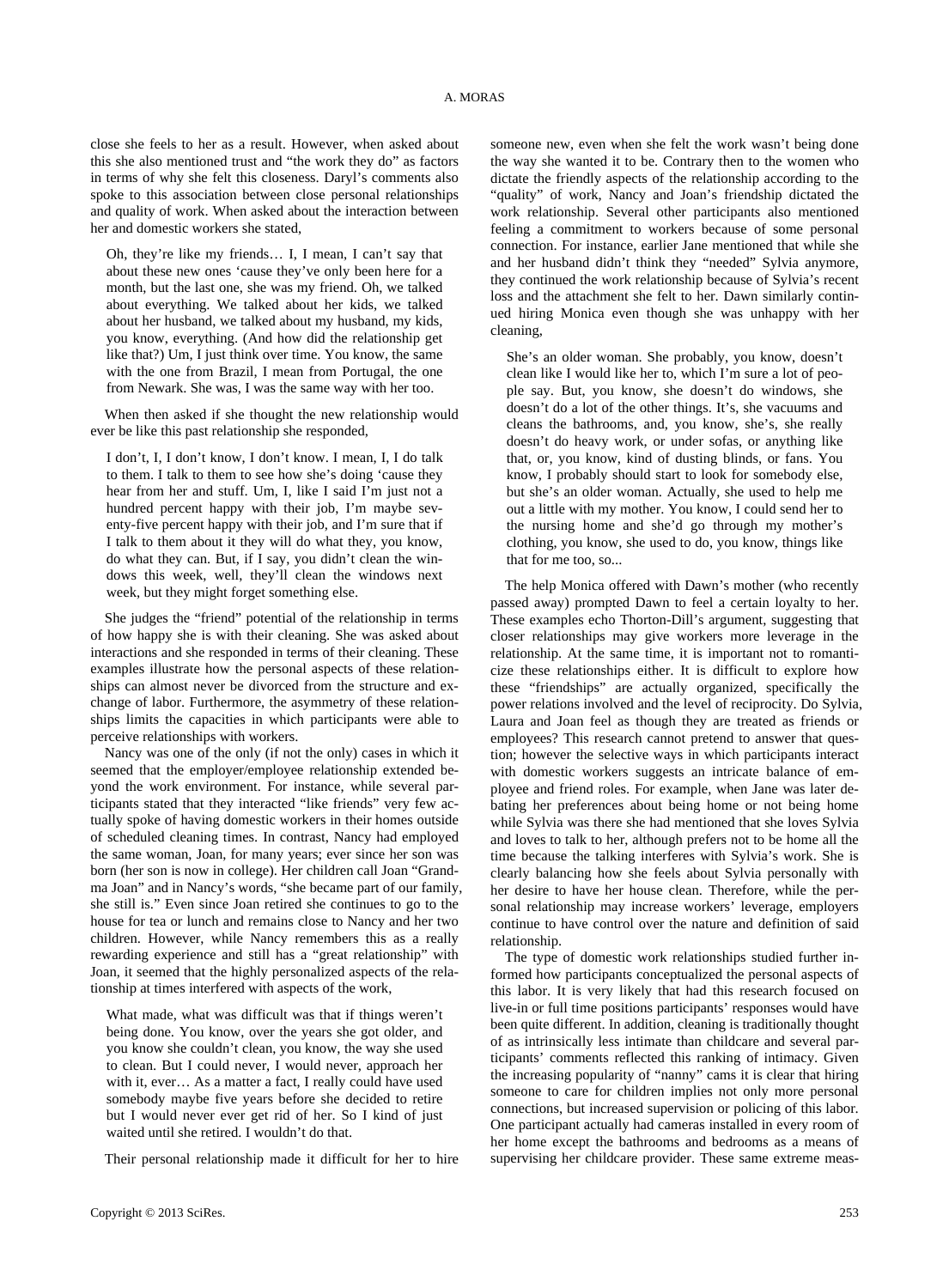close she feels to her as a result. However, when asked about this she also mentioned trust and "the work they do" as factors in terms of why she felt this closeness. Daryl's comments also spoke to this association between close personal relationships and quality of work. When asked about the interaction between her and domestic workers she stated,

> Oh, they're like my friends… I, I mean, I can't say that about these new ones 'cause they've only been here for a month, but the last one, she was my friend. Oh, we talked about everything. We talked about her kids, we talked about her husband, we talked about my husband, my kids, you know, everything. (And how did the relationship get like that?) Um, I just think over time. You know, the same with the one from Brazil, I mean from Portugal, the one from Newark. She was, I was the same way with her too.

When then asked if she thought the new relationship would ever be like this past relationship she responded,

> I don't, I, I don't know, I don't know. I mean, I, I do talk to them. I talk to them to see how she's doing 'cause they hear from her and stuff. Um, I, like I said I'm just not a hundred percent happy with their job, I'm maybe seventy-five percent happy with their job, and I'm sure that if I talk to them about it they will do what they, you know, do what they can. But, if I say, you didn't clean the windows this week, well, they'll clean the windows next week, but they might forget something else.

She judges the "friend" potential of the relationship in terms of how happy she is with their cleaning. She was asked about interactions and she responded in terms of their cleaning. These examples illustrate how the personal aspects of these relationships can almost never be divorced from the structure and exchange of labor. Furthermore, the asymmetry of these relationships limits the capacities in which participants were able to perceive relationships with workers.

Nancy was one of the only (if not the only) cases in which it seemed that the employer/employee relationship extended beyond the work environment. For instance, while several participants stated that they interacted "like friends" very few actually spoke of having domestic workers in their homes outside of scheduled cleaning times. In contrast, Nancy had employed the same woman, Joan, for many years; ever since her son was born (her son is now in college). Her children call Joan "Grandma Joan" and in Nancy's words, "she became part of our family, she still is." Even since Joan retired she continues to go to the house for tea or lunch and remains close to Nancy and her two children. However, while Nancy remembers this as a really rewarding experience and still has a "great relationship" with Joan, it seemed that the highly personalized aspects of the relationship at times interfered with aspects of the work,

> What made, what was difficult was that if things weren't being done. You know, over the years she got older, and you know she couldn't clean, you know, the way she used to clean. But I could never, I would never, approach her with it, ever… As a matter a fact, I really could have used somebody maybe five years before she decided to retire but I would never ever get rid of her. So I kind of just waited until she retired. I wouldn't do that.

Their personal relationship made it difficult for her to hire someone new, even when she felt the work wasn't being done the way she wanted it to be. Contrary then to the women who dictate the friendly aspects of the relationship according to the "quality" of work, Nancy and Joan's friendship dictated the work relationship. Several other participants also mentioned feeling a commitment to workers because of some personal connection. For instance, earlier Jane mentioned that while she and her husband didn't think they "needed" Sylvia anymore, they continued the work relationship because of Sylvia's recent loss and the attachment she felt to her. Dawn similarly continued hiring Monica even though she was unhappy with her cleaning,

> She's an older woman. She probably, you know, doesn't clean like I would like her to, which I'm sure a lot of people say. But, you know, she doesn't do windows, she doesn't do a lot of the other things. It's, she vacuums and cleans the bathrooms, and, you know, she's, she really doesn't do heavy work, or under sofas, or anything like that, or, you know, kind of dusting blinds, or fans. You know, I probably should start to look for somebody else, but she's an older woman. Actually, she used to help me out a little with my mother. You know, I could send her to the nursing home and she'd go through my mother's clothing, you know, she used to do, you know, things like that for me too, so...

The help Monica offered with Dawn's mother (who recently passed away) prompted Dawn to feel a certain loyalty to her. These examples echo Thorton-Dill's argument, suggesting that closer relationships may give workers more leverage in the relationship. At the same time, it is important not to romanticize these relationships either. It is difficult to explore how these "friendships" are actually organized, specifically the power relations involved and the level of reciprocity. Do Sylvia, Laura and Joan feel as though they are treated as friends or employees? This research cannot pretend to answer that question; however the selective ways in which participants interact with domestic workers suggests an intricate balance of employee and friend roles. For example, when Jane was later debating her preferences about being home or not being home while Sylvia was there she had mentioned that she loves Sylvia and loves to talk to her, although prefers not to be home all the time because the talking interferes with Sylvia's work. She is clearly balancing how she feels about Sylvia personally with her desire to have her house clean. Therefore, while the personal relationship may increase workers' leverage, employers continue to have control over the nature and definition of said relationship.

The type of domestic work relationships studied further informed how participants conceptualized the personal aspects of this labor. It is very likely that had this research focused on live-in or full time positions participants' responses would have been quite different. In addition, cleaning is traditionally thought of as intrinsically less intimate than childcare and several participants' comments reflected this ranking of intimacy. Given the increasing popularity of "nanny" cams it is clear that hiring someone to care for children implies not only more personal connections, but increased supervision or policing of this labor. One participant actually had cameras installed in every room of her home except the bathrooms and bedrooms as a means of supervising her childcare provider. These same extreme meas-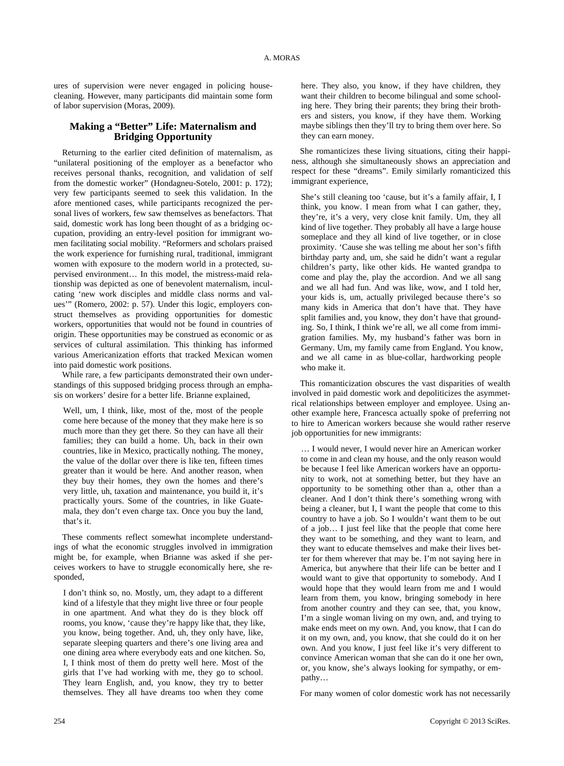ures of supervision were never engaged in policing house-cleaning. However, many participants did maintain some form of labor supervision (Moras, 2009).

## Making a "Better" Life: Maternalism and Bridging Opportunity

Returning to the earlier cited definition of maternalism, as "unilateral positioning of the employer as a benefactor who receives personal thanks, recognition, and validation of self from the domestic worker" (Hondagneu-Sotelo, 2001: p. 172); very few participants seemed to seek this validation. In the afore mentioned cases, while participants recognized the personal lives of workers, few saw themselves as benefactors. That said, domestic work has long been thought of as a bridging occupation, providing an entry-level position for immigrant women facilitating social mobility. "Reformers and scholars praised the work experience for furnishing rural, traditional, immigrant women with exposure to the modern world in a protected, supervised environment… In this model, the mistress-maid relationship was depicted as one of benevolent maternalism, inculcating 'new work disciples and middle class norms and values'" (Romero, 2002: p. 57). Under this logic, employers construct themselves as providing opportunities for domestic workers, opportunities that would not be found in countries of origin. These opportunities may be construed as economic or as services of cultural assimilation. This thinking has informed various Americanization efforts that tracked Mexican women into paid domestic work positions.

While rare, a few participants demonstrated their own understandings of this supposed bridging process through an emphasis on workers' desire for a better life. Brianne explained,

> Well, um, I think, like, most of the, most of the people come here because of the money that they make here is so much more than they get there. So they can have all their families; they can build a home. Uh, back in their own countries, like in Mexico, practically nothing. The money, the value of the dollar over there is like ten, fifteen times greater than it would be here. And another reason, when they buy their homes, they own the homes and there's very little, uh, taxation and maintenance, you build it, it's practically yours. Some of the countries, in like Guatemala, they don't even charge tax. Once you buy the land, that's it.

These comments reflect somewhat incomplete understandings of what the economic struggles involved in immigration might be, for example, when Brianne was asked if she perceives workers to have to struggle economically here, she responded,

> I don't think so, no. Mostly, um, they adapt to a different kind of a lifestyle that they might live three or four people in one apartment. And what they do is they block off rooms, you know, 'cause they're happy like that, they like, you know, being together. And, uh, they only have, like, separate sleeping quarters and there's one living area and one dining area where everybody eats and one kitchen. So, I, I think most of them do pretty well here. Most of the girls that I've had working with me, they go to school. They learn English, and, you know, they try to better themselves. They all have dreams too when they come here. They also, you know, if they have children, they want their children to become bilingual and some schooling here. They bring their parents; they bring their brothers and sisters, you know, if they have them. Working maybe siblings then they'll try to bring them over here. So they can earn money.

She romanticizes these living situations, citing their happiness, although she simultaneously shows an appreciation and respect for these "dreams". Emily similarly romanticized this immigrant experience,

> She's still cleaning too 'cause, but it's a family affair, I, I think, you know. I mean from what I can gather, they, they're, it's a very, very close knit family. Um, they all kind of live together. They probably all have a large house someplace and they all kind of live together, or in close proximity. 'Cause she was telling me about her son's fifth birthday party and, um, she said he didn't want a regular children's party, like other kids. He wanted grandpa to come and play the, play the accordion. And we all sang and we all had fun. And was like, wow, and I told her, your kids is, um, actually privileged because there's so many kids in America that don't have that. They have split families and, you know, they don't have that grounding. So, I think, I think we're all, we all come from immigration families. My, my husband's father was born in Germany. Um, my family came from England. You know, and we all came in as blue-collar, hardworking people who make it.

This romanticization obscures the vast disparities of wealth involved in paid domestic work and depoliticizes the asymmetrical relationships between employer and employee. Using another example here, Francesca actually spoke of preferring not to hire to American workers because she would rather reserve job opportunities for new immigrants:

> … I would never, I would never hire an American worker to come in and clean my house, and the only reason would be because I feel like American workers have an opportunity to work, not at something better, but they have an opportunity to be something other than a, other than a cleaner. And I don't think there's something wrong with being a cleaner, but I, I want the people that come to this country to have a job. So I wouldn't want them to be out of a job… I just feel like that the people that come here they want to be something, and they want to learn, and they want to educate themselves and make their lives better for them wherever that may be. I'm not saying here in America, but anywhere that their life can be better and I would want to give that opportunity to somebody. And I would hope that they would learn from me and I would learn from them, you know, bringing somebody in here from another country and they can see, that, you know, I'm a single woman living on my own, and, and trying to make ends meet on my own. And, you know, that I can do it on my own, and, you know, that she could do it on her own. And you know, I just feel like it's very different to convince American woman that she can do it one her own, or, you know, she's always looking for sympathy, or empathy…

For many women of color domestic work has not necessarily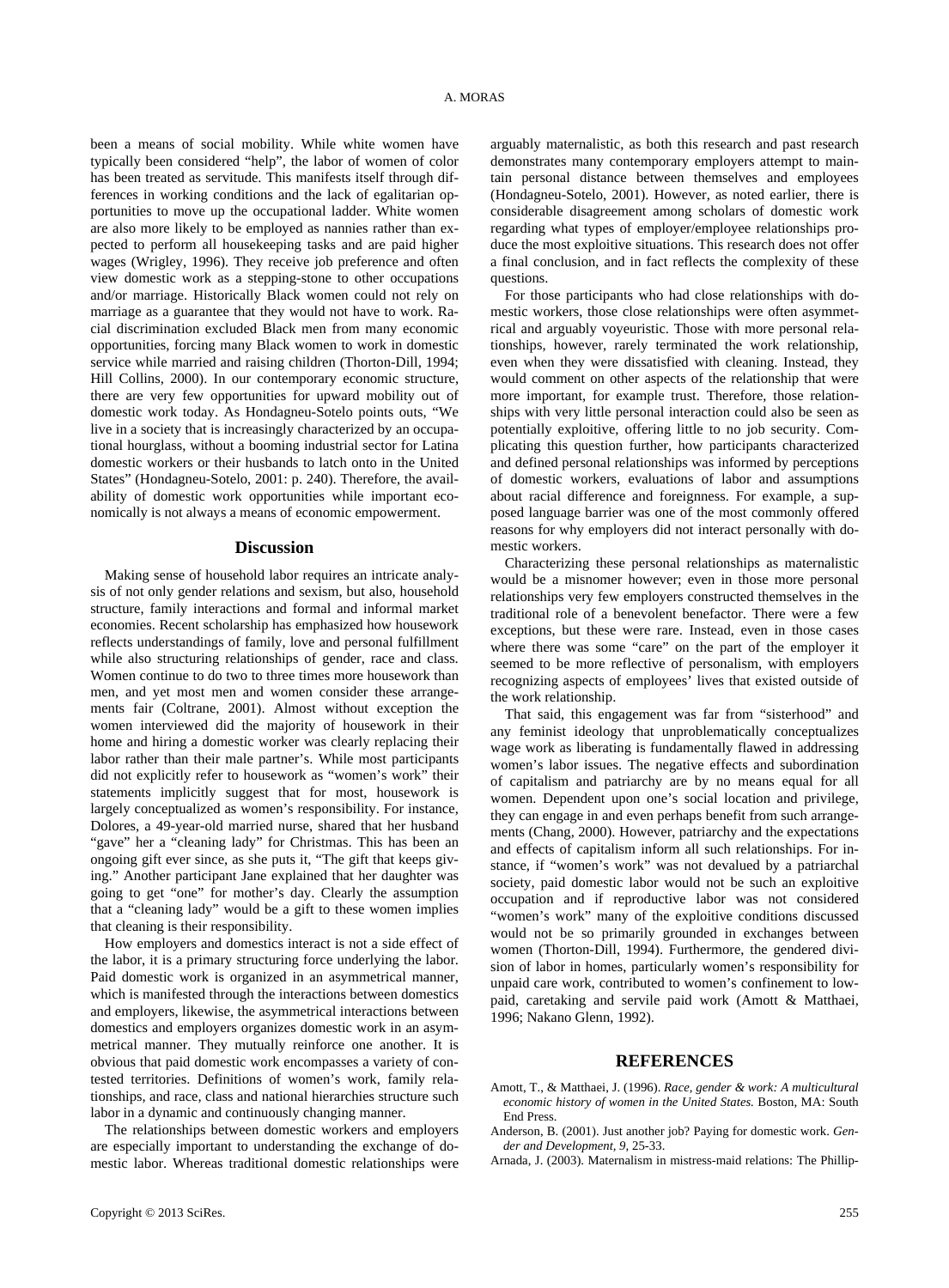been a means of social mobility. While white women have typically been considered "help", the labor of women of color has been treated as servitude. This manifests itself through differences in working conditions and the lack of egalitarian opportunities to move up the occupational ladder. White women are also more likely to be employed as nannies rather than expected to perform all housekeeping tasks and are paid higher wages (Wrigley, 1996). They receive job preference and often view domestic work as a stepping-stone to other occupations and/or marriage. Historically Black women could not rely on marriage as a guarantee that they would not have to work. Racial discrimination excluded Black men from many economic opportunities, forcing many Black women to work in domestic service while married and raising children (Thorton-Dill, 1994; Hill Collins, 2000). In our contemporary economic structure, there are very few opportunities for upward mobility out of domestic work today. As Hondagneu-Sotelo points outs, "We live in a society that is increasingly characterized by an occupational hourglass, without a booming industrial sector for Latina domestic workers or their husbands to latch onto in the United States" (Hondagneu-Sotelo, 2001: p. 240). Therefore, the availability of domestic work opportunities while important economically is not always a means of economic empowerment.

## Discussion

Making sense of household labor requires an intricate analysis of not only gender relations and sexism, but also, household structure, family interactions and formal and informal market economies. Recent scholarship has emphasized how housework reflects understandings of family, love and personal fulfillment while also structuring relationships of gender, race and class. Women continue to do two to three times more housework than men, and yet most men and women consider these arrangements fair (Coltrane, 2001). Almost without exception the women interviewed did the majority of housework in their home and hiring a domestic worker was clearly replacing their labor rather than their male partner's. While most participants did not explicitly refer to housework as "women's work" their statements implicitly suggest that for most, housework is largely conceptualized as women's responsibility. For instance, Dolores, a 49-year-old married nurse, shared that her husband "gave" her a "cleaning lady" for Christmas. This has been an ongoing gift ever since, as she puts it, "The gift that keeps giving." Another participant Jane explained that her daughter was going to get "one" for mother's day. Clearly the assumption that a "cleaning lady" would be a gift to these women implies that cleaning is their responsibility.

How employers and domestics interact is not a side effect of the labor, it is a primary structuring force underlying the labor. Paid domestic work is organized in an asymmetrical manner, which is manifested through the interactions between domestics and employers, likewise, the asymmetrical interactions between domestics and employers organizes domestic work in an asymmetrical manner. They mutually reinforce one another. It is obvious that paid domestic work encompasses a variety of contested territories. Definitions of women's work, family relationships, and race, class and national hierarchies structure such labor in a dynamic and continuously changing manner.

The relationships between domestic workers and employers are especially important to understanding the exchange of domestic labor. Whereas traditional domestic relationships were arguably maternalistic, as both this research and past research demonstrates many contemporary employers attempt to maintain personal distance between themselves and employees (Hondagneu-Sotelo, 2001). However, as noted earlier, there is considerable disagreement among scholars of domestic work regarding what types of employer/employee relationships produce the most exploitive situations. This research does not offer a final conclusion, and in fact reflects the complexity of these questions.

For those participants who had close relationships with domestic workers, those close relationships were often asymmetrical and arguably voyeuristic. Those with more personal relationships, however, rarely terminated the work relationship, even when they were dissatisfied with cleaning. Instead, they would comment on other aspects of the relationship that were more important, for example trust. Therefore, those relationships with very little personal interaction could also be seen as potentially exploitive, offering little to no job security. Complicating this question further, how participants characterized and defined personal relationships was informed by perceptions of domestic workers, evaluations of labor and assumptions about racial difference and foreignness. For example, a supposed language barrier was one of the most commonly offered reasons for why employers did not interact personally with domestic workers.

Characterizing these personal relationships as maternalistic would be a misnomer however; even in those more personal relationships very few employers constructed themselves in the traditional role of a benevolent benefactor. There were a few exceptions, but these were rare. Instead, even in those cases where there was some "care" on the part of the employer it seemed to be more reflective of personalism, with employers recognizing aspects of employees' lives that existed outside of the work relationship.

That said, this engagement was far from "sisterhood" and any feminist ideology that unproblematically conceptualizes wage work as liberating is fundamentally flawed in addressing women's labor issues. The negative effects and subordination of capitalism and patriarchy are by no means equal for all women. Dependent upon one's social location and privilege, they can engage in and even perhaps benefit from such arrangements (Chang, 2000). However, patriarchy and the expectations and effects of capitalism inform all such relationships. For instance, if "women's work" was not devalued by a patriarchal society, paid domestic labor would not be such an exploitive occupation and if reproductive labor was not considered "women's work" many of the exploitive conditions discussed would not be so primarily grounded in exchanges between women (Thorton-Dill, 1994). Furthermore, the gendered division of labor in homes, particularly women's responsibility for unpaid care work, contributed to women's confinement to low-paid, caretaking and servile paid work (Amott & Matthaei, 1996; Nakano Glenn, 1992).

## REFERENCES

Amott, T., & Matthaei, J. (1996). *Race, gender & work: A multicultural economic history of women in the United States.* Boston, MA: South End Press.

Anderson, B. (2001). Just another job? Paying for domestic work. *Gender and Development, 9,* 25-33.

Arnada, J. (2003). Maternalism in mistress-maid relations: The Phillip-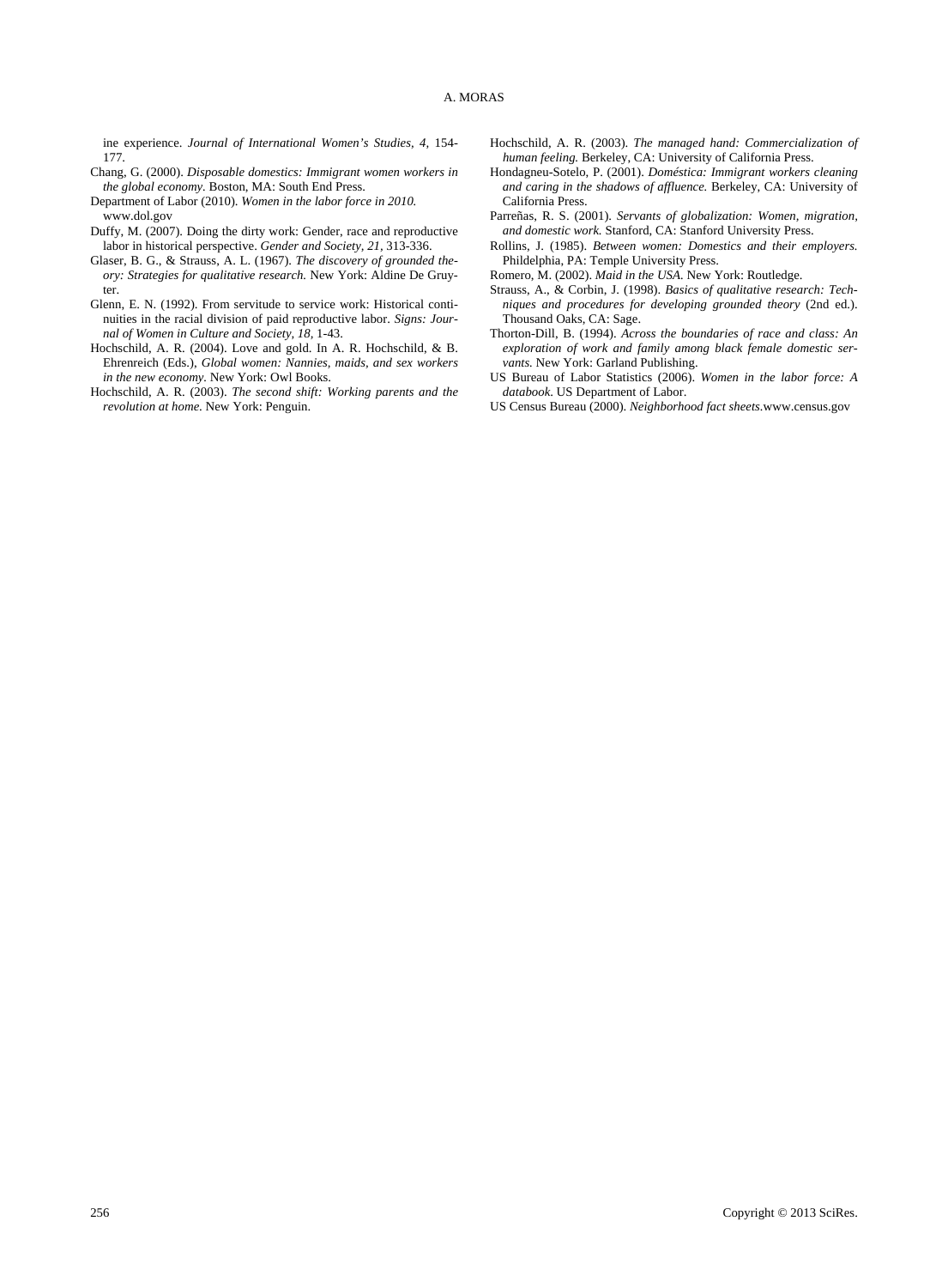ine experience. *Journal of International Women's Studies, 4,* 154-177.

Chang, G. (2000). *Disposable domestics: Immigrant women workers in the global economy*. Boston, MA: South End Press.

Department of Labor (2010). *Women in the labor force in 2010.* www.dol.gov

Duffy, M. (2007). Doing the dirty work: Gender, race and reproductive labor in historical perspective. *Gender and Society, 21,* 313-336.

Glaser, B. G., & Strauss, A. L. (1967). *The discovery of grounded theory: Strategies for qualitative research.* New York: Aldine De Gruyter.

Glenn, E. N. (1992). From servitude to service work: Historical continuities in the racial division of paid reproductive labor. *Signs: Journal of Women in Culture and Society, 18,* 1-43.

Hochschild, A. R. (2004). Love and gold. In A. R. Hochschild, & B. Ehrenreich (Eds.), *Global women: Nannies, maids, and sex workers in the new economy*. New York: Owl Books.

Hochschild, A. R. (2003). *The second shift: Working parents and the revolution at home.* New York: Penguin.

Hochschild, A. R. (2003). *The managed hand: Commercialization of human feeling.* Berkeley, CA: University of California Press.

Hondagneu-Sotelo, P. (2001). *Doméstica: Immigrant workers cleaning and caring in the shadows of affluence.* Berkeley, CA: University of California Press.

Parreñas, R. S. (2001). *Servants of globalization: Women, migration, and domestic work.* Stanford, CA: Stanford University Press.

Rollins, J. (1985). *Between women: Domestics and their employers.* Phildelphia, PA: Temple University Press.

Romero, M. (2002). *Maid in the USA*. New York: Routledge.

Strauss, A., & Corbin, J. (1998). *Basics of qualitative research: Techniques and procedures for developing grounded theory* (2nd ed.). Thousand Oaks, CA: Sage.

Thorton-Dill, B. (1994). *Across the boundaries of race and class: An exploration of work and family among black female domestic servants.* New York: Garland Publishing.

US Bureau of Labor Statistics (2006). *Women in the labor force: A databook*. US Department of Labor.

US Census Bureau (2000). *Neighborhood fact sheets.*www.census.gov